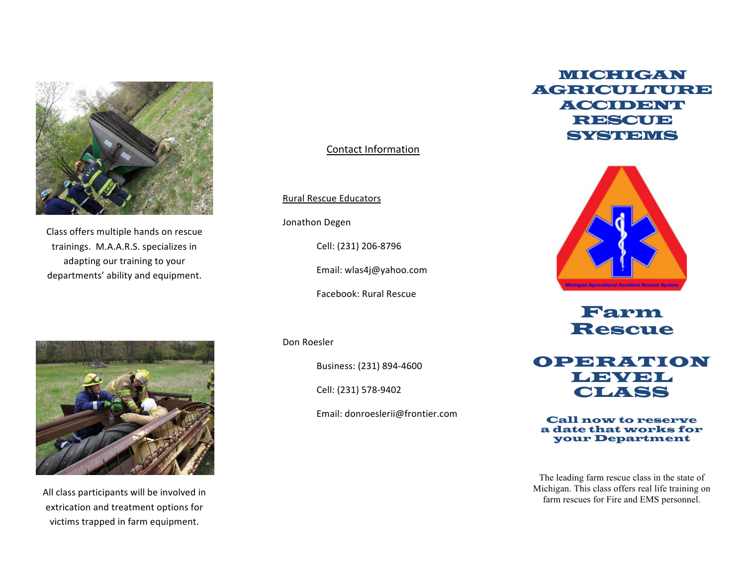Class offers multiple hands on rescue trainings. M.A.A.R.S. specializes in adapting our training to your departments' ability and equipment.

All class participants will be involved in extrication and treatment options for victims trapped in farm equipment.

## Contact Information

Rural Rescue Educators

Jonathon Degen

Cell: (231) 206-8796

Email: wlas4j@yahoo.com

Facebook: Rural Rescue

Don Roesler

Business: (231) 894-4600

Cell: (231) 578-9402

Email: donroeslerii@frontier.com

# MICHIGAN AGRICULTURE ACCIDENT RESCUE SYSTEMS

Michigan Agricultural Accident Rescue System

# Farm Rescue

# OPERATION LEVEL CLASS

**Call now to reserve a date that works for your Department**

The leading farm rescue class in the state of Michigan. This class offers real life training on farm rescues for Fire and EMS personnel.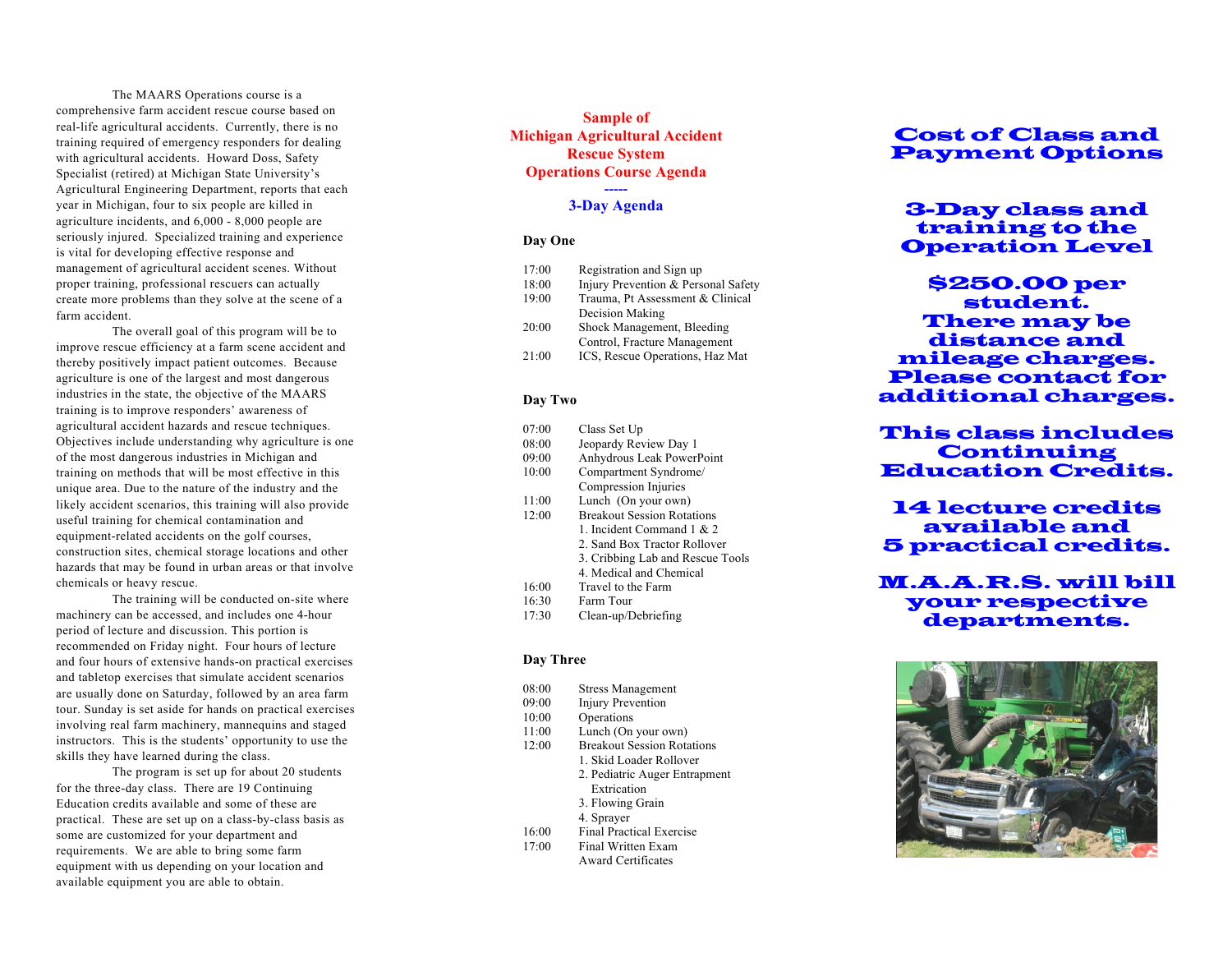The MAARS Operations course is a comprehensive farm accident rescue course based on real-life agricultural accidents. Currently, there is no training required of emergency responders for dealing with agricultural accidents. Howard Doss, Safety Specialist (retired) at Michigan State University's Agricultural Engineering Department, reports that each year in Michigan, four to six people are killed in agriculture incidents, and 6,000 - 8,000 people are seriously injured. Specialized training and experience is vital for developing effective response and management of agricultural accident scenes. Without proper training, professional rescuers can actually create more problems than they solve at the scene of a farm accident.

The overall goal of this program will be to improve rescue efficiency at a farm scene accident and thereby positively impact patient outcomes. Because agriculture is one of the largest and most dangerous industries in the state, the objective of the MAARS training is to improve responders' awareness of agricultural accident hazards and rescue techniques. Objectives include understanding why agriculture is one of the most dangerous industries in Michigan and training on methods that will be most effective in this unique area. Due to the nature of the industry and the likely accident scenarios, this training will also provide useful training for chemical contamination and equipment-related accidents on the golf courses, construction sites, chemical storage locations and other hazards that may be found in urban areas or that involve chemicals or heavy rescue.

The training will be conducted on-site where machinery can be accessed, and includes one 4-hour period of lecture and discussion. This portion is recommended on Friday night. Four hours of lecture and four hours of extensive hands-on practical exercises and tabletop exercises that simulate accident scenarios are usually done on Saturday, followed by an area farm tour. Sunday is set aside for hands on practical exercises involving real farm machinery, mannequins and staged instructors. This is the students' opportunity to use the skills they have learned during the class.

The program is set up for about 20 students for the three-day class. There are 19 Continuing Education credits available and some of these are practical. These are set up on a class-by-class basis as some are customized for your department and requirements. We are able to bring some farm equipment with us depending on your location and available equipment you are able to obtain.

## Sample of Michigan Agricultural Accident Rescue System Operations Course Agenda

-----

### 3-Day Agenda

**Day One**

| | |
|---|---|
| 17:00 | Registration and Sign up |
| 18:00 | Injury Prevention & Personal Safety |
| 19:00 | Trauma, Pt Assessment & Clinical Decision Making |
| 20:00 | Shock Management, Bleeding Control, Fracture Management |
| 21:00 | ICS, Rescue Operations, Haz Mat |

**Day Two**

| | |
|---|---|
| 07:00 | Class Set Up |
| 08:00 | Jeopardy Review Day 1 |
| 09:00 | Anhydrous Leak PowerPoint |
| 10:00 | Compartment Syndrome/ Compression Injuries |
| 11:00 | Lunch (On your own) |
| 12:00 | Breakout Session Rotations<br>1. Incident Command 1 & 2<br>2. Sand Box Tractor Rollover<br>3. Cribbing Lab and Rescue Tools<br>4. Medical and Chemical |
| 16:00 | Travel to the Farm |
| 16:30 | Farm Tour |
| 17:30 | Clean-up/Debriefing |

**Day Three**

| | |
|---|---|
| 08:00 | Stress Management |
| 09:00 | Injury Prevention |
| 10:00 | Operations |
| 11:00 | Lunch (On your own) |
| 12:00 | Breakout Session Rotations<br>1. Skid Loader Rollover<br>2. Pediatric Auger Entrapment Extrication<br>3. Flowing Grain<br>4. Sprayer |
| 16:00 | Final Practical Exercise |
| 17:00 | Final Written Exam<br>Award Certificates |

## Cost of Class and Payment Options

**3-Day class and training to the Operation Level**

**$250.00 per student. There may be distance and mileage charges. Please contact for additional charges.**

**This class includes Continuing Education Credits.**

**14 lecture credits available and 5 practical credits.**

**M.A.A.R.S. will bill your respective departments.**